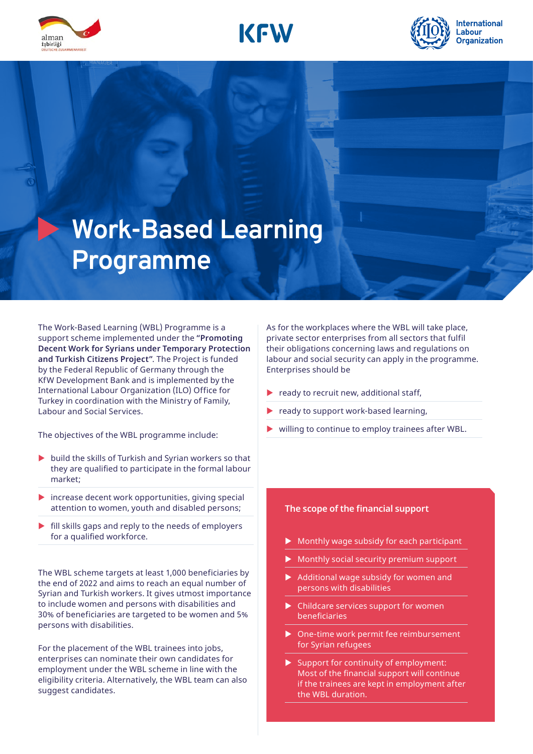# Work-Based Learning Programme

The Work-Based Learning (WBL) Programme is a support scheme implemented under the **"Promoting Decent Work for Syrians under Temporary Protection and Turkish Citizens Project"**. The Project is funded by the Federal Republic of Germany through the KfW Development Bank and is implemented by the International Labour Organization (ILO) Office for Turkey in coordination with the Ministry of Family, Labour and Social Services.

The objectives of the WBL programme include:

- build the skills of Turkish and Syrian workers so that they are qualified to participate in the formal labour market;
- increase decent work opportunities, giving special attention to women, youth and disabled persons;
- fill skills gaps and reply to the needs of employers for a qualified workforce.

The WBL scheme targets at least 1,000 beneficiaries by the end of 2022 and aims to reach an equal number of Syrian and Turkish workers. It gives utmost importance to include women and persons with disabilities and 30% of beneficiaries are targeted to be women and 5% persons with disabilities.

For the placement of the WBL trainees into jobs, enterprises can nominate their own candidates for employment under the WBL scheme in line with the eligibility criteria. Alternatively, the WBL team can also suggest candidates.

As for the workplaces where the WBL will take place, private sector enterprises from all sectors that fulfil their obligations concerning laws and regulations on labour and social security can apply in the programme. Enterprises should be

- ready to recruit new, additional staff,
- ready to support work-based learning,
- willing to continue to employ trainees after WBL.

## The scope of the financial support

- Monthly wage subsidy for each participant
- Monthly social security premium support
- Additional wage subsidy for women and persons with disabilities
- Childcare services support for women beneficiaries
- One-time work permit fee reimbursement for Syrian refugees
- Support for continuity of employment: Most of the financial support will continue if the trainees are kept in employment after the WBL duration.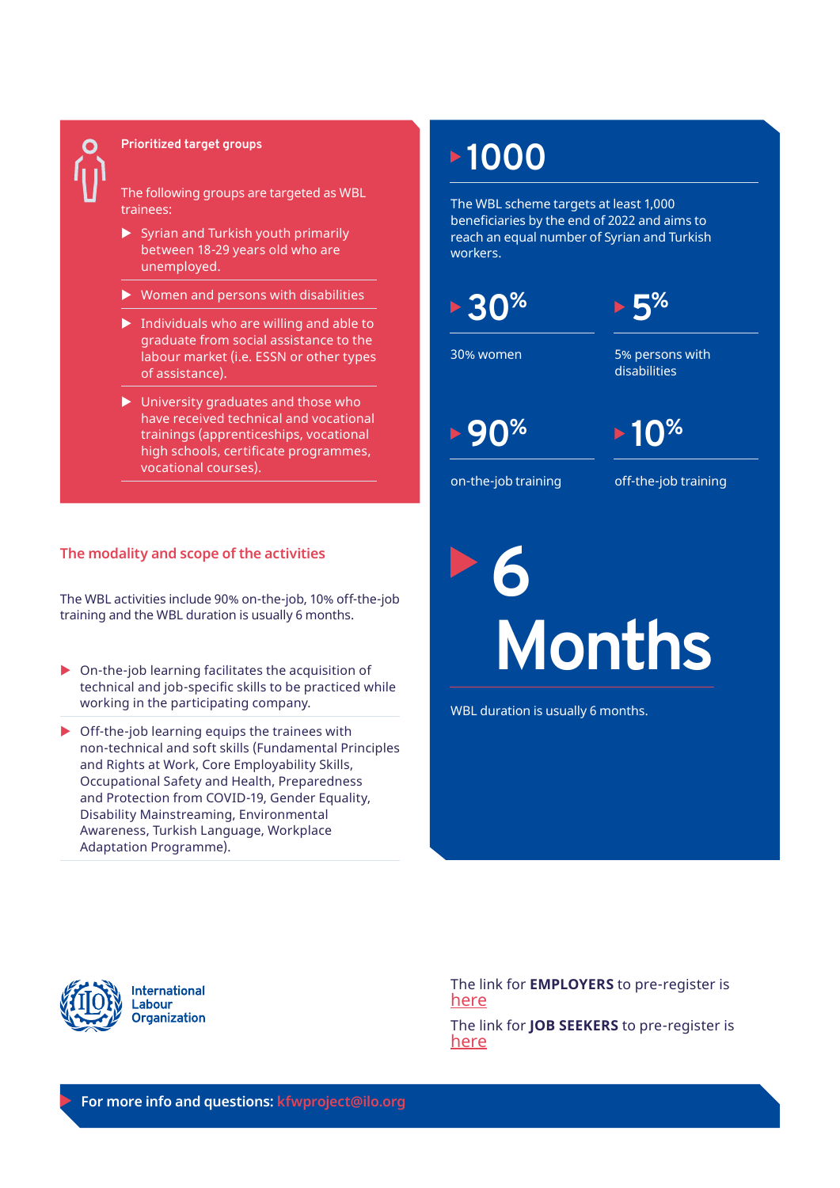### Prioritized target groups

The following groups are targeted as WBL trainees:

- Syrian and Turkish youth primarily between 18-29 years old who are unemployed.
- Women and persons with disabilities
- Individuals who are willing and able to graduate from social assistance to the labour market (i.e. ESSN or other types of assistance).
- University graduates and those who have received technical and vocational trainings (apprenticeships, vocational high schools, certificate programmes, vocational courses).

## The modality and scope of the activities

The WBL activities include 90% on-the-job, 10% off-the-job training and the WBL duration is usually 6 months.

- On-the-job learning facilitates the acquisition of technical and job-specific skills to be practiced while working in the participating company.
- Off-the-job learning equips the trainees with non-technical and soft skills (Fundamental Principles and Rights at Work, Core Employability Skills, Occupational Safety and Health, Preparedness and Protection from COVID-19, Gender Equality, Disability Mainstreaming, Environmental Awareness, Turkish Language, Workplace Adaptation Programme).

## 1000

The WBL scheme targets at least 1,000 beneficiaries by the end of 2022 and aims to reach an equal number of Syrian and Turkish workers.

**30%**

30% women

**5%**

5% persons with disabilities

**90%**

on-the-job training

**10%**

off-the-job training

## 6 Months

WBL duration is usually 6 months.

International Labour Organization

The link for **EMPLOYERS** to pre-register is here

The link for **JOB SEEKERS** to pre-register is here

**For more info and questions:** kfwproject@ilo.org